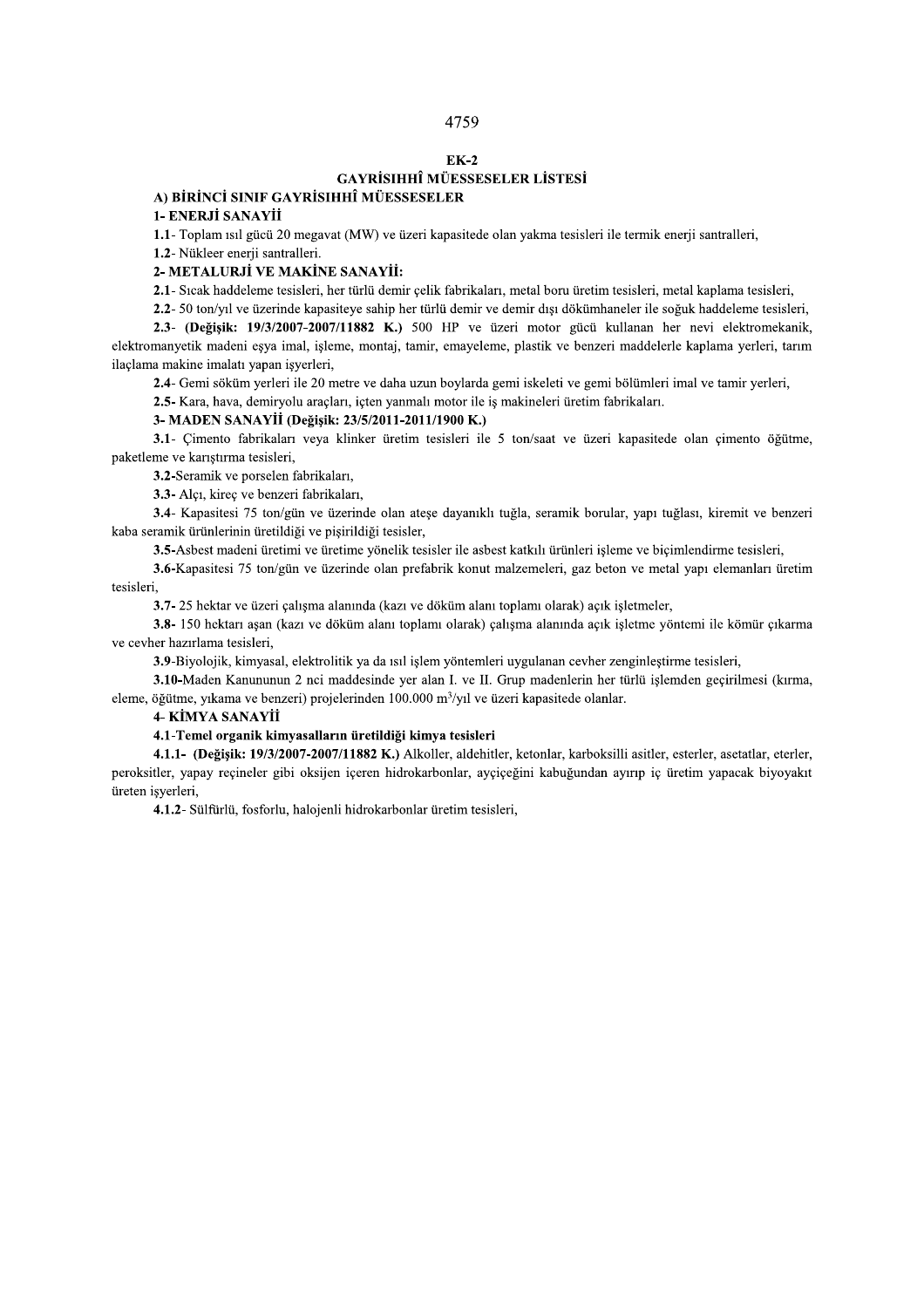**EK-2**

## GAYRİSIHHÎ MÜESSESELER LİSTESİ

### A) BİRİNCİ SINIF GAYRİSIHHÎ MÜESSESELER

#### 1- ENERJİ SANAYİİ

**1.1**- Toplam ısıl gücü 20 megavat (MW) ve üzeri kapasitede olan yakma tesisleri ile termik enerji santralleri,

**1.2**- Nükleer enerji santralleri.

#### 2- METALURJİ VE MAKİNE SANAYİİ:

**2.1**- Sıcak haddeleme tesisleri, her türlü demir çelik fabrikaları, metal boru üretim tesisleri, metal kaplama tesisleri,

**2.2**- 50 ton/yıl ve üzerinde kapasiteye sahip her türlü demir ve demir dışı dökümhaneler ile soğuk haddeleme tesisleri,

**2.3**- **(Değişik: 19/3/2007-2007/11882 K.)** 500 HP ve üzeri motor gücü kullanan her nevi elektromekanik, elektromanyetik madeni eşya imal, işleme, montaj, tamir, emayeleme, plastik ve benzeri maddelerle kaplama yerleri, tarım ilaçlama makine imalatı yapan işyerleri,

**2.4**- Gemi söküm yerleri ile 20 metre ve daha uzun boylarda gemi iskeleti ve gemi bölümleri imal ve tamir yerleri,

**2.5**- Kara, hava, demiryolu araçları, içten yanmalı motor ile iş makineleri üretim fabrikaları.

#### 3- MADEN SANAYİİ (Değişik: 23/5/2011-2011/1900 K.)

**3.1**- Çimento fabrikaları veya klinker üretim tesisleri ile 5 ton/saat ve üzeri kapasitede olan çimento öğütme, paketleme ve karıştırma tesisleri,

**3.2**-Seramik ve porselen fabrikaları,

**3.3**- Alçı, kireç ve benzeri fabrikaları,

**3.4**- Kapasitesi 75 ton/gün ve üzerinde olan ateşe dayanıklı tuğla, seramik borular, yapı tuğlası, kiremit ve benzeri kaba seramik ürünlerinin üretildiği ve pişirildiği tesisler,

**3.5**-Asbest madeni üretimi ve üretime yönelik tesisler ile asbest katkılı ürünleri işleme ve biçimlendirme tesisleri,

**3.6**-Kapasitesi 75 ton/gün ve üzerinde olan prefabrik konut malzemeleri, gaz beton ve metal yapı elemanları üretim tesisleri,

**3.7**- 25 hektar ve üzeri çalışma alanında (kazı ve döküm alanı toplamı olarak) açık işletmeler,

**3.8**- 150 hektarı aşan (kazı ve döküm alanı toplamı olarak) çalışma alanında açık işletme yöntemi ile kömür çıkarma ve cevher hazırlama tesisleri,

**3.9**-Biyolojik, kimyasal, elektrolitik ya da ısıl işlem yöntemleri uygulanan cevher zenginleştirme tesisleri,

**3.10**-Maden Kanununun 2 nci maddesinde yer alan I. ve II. Grup madenlerin her türlü işlemden geçirilmesi (kırma, eleme, öğütme, yıkama ve benzeri) projelerinden 100.000 $m^3$/yıl ve üzeri kapasitede olanlar.

#### 4- KİMYA SANAYİİ

**4.1-Temel organik kimyasalların üretildiği kimya tesisleri**

**4.1.1**- **(Değişik: 19/3/2007-2007/11882 K.)** Alkoller, aldehitler, ketonlar, karboksilli asitler, esterler, asetatlar, eterler, peroksitler, yapay reçineler gibi oksijen içeren hidrokarbonlar, ayçiçeğini kabuğundan ayırıp iç üretim yapacak biyoyakıt üreten işyerleri,

**4.1.2**- Sülfürlü, fosforlu, halojenli hidrokarbonlar üretim tesisleri,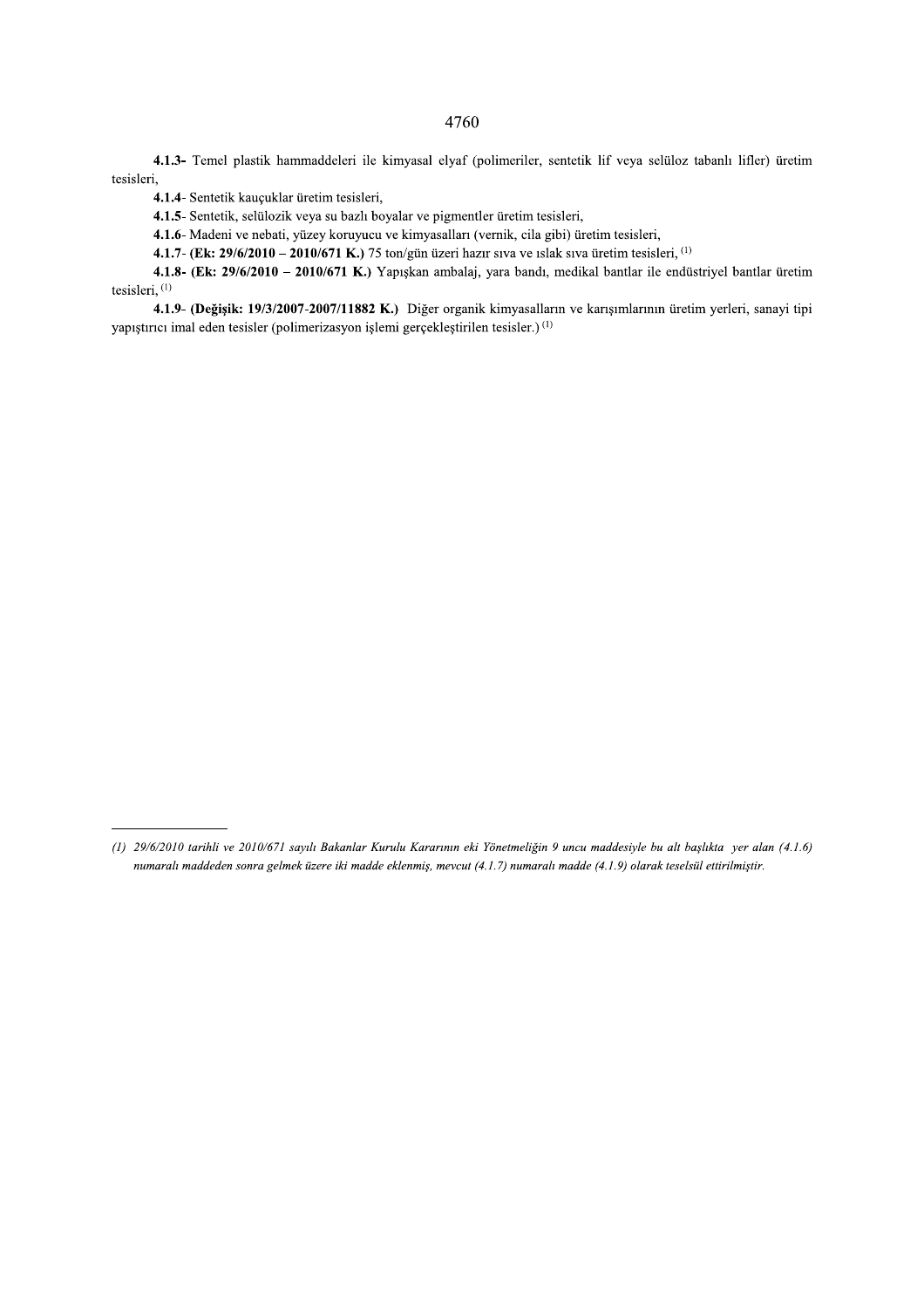**4.1.3-** Temel plastik hammaddeleri ile kimyasal elyaf (polimeriler, sentetik lif veya selüloz tabanlı lifler) üretim tesisleri,

**4.1.4**- Sentetik kauçuklar üretim tesisleri,

**4.1.5**- Sentetik, selülozik veya su bazlı boyalar ve pigmentler üretim tesisleri,

**4.1.6**- Madeni ve nebati, yüzey koruyucu ve kimyasalları (vernik, cila gibi) üretim tesisleri,

**4.1.7**- **(Ek: 29/6/2010 – 2010/671 K.)** 75 ton/gün üzeri hazır sıva ve ıslak sıva üretim tesisleri, [(1)]

**4.1.8- (Ek: 29/6/2010 – 2010/671 K.)** Yapışkan ambalaj, yara bandı, medikal bantlar ile endüstriyel bantlar üretim tesisleri, [(1)]

**4.1.9**- **(Değişik: 19/3/2007-2007/11882 K.)** Diğer organik kimyasalların ve karışımlarının üretim yerleri, sanayi tipi yapıştırıcı imal eden tesisler (polimerizasyon işlemi gerçekleştirilen tesisler.) [(1)]

---

*(1) 29/6/2010 tarihli ve 2010/671 sayılı Bakanlar Kurulu Kararının eki Yönetmeliğin 9 uncu maddesiyle bu alt başlıkta yer alan (4.1.6) numaralı maddeden sonra gelmek üzere iki madde eklenmiş, mevcut (4.1.7) numaralı madde (4.1.9) olarak teselsül ettirilmiştir.*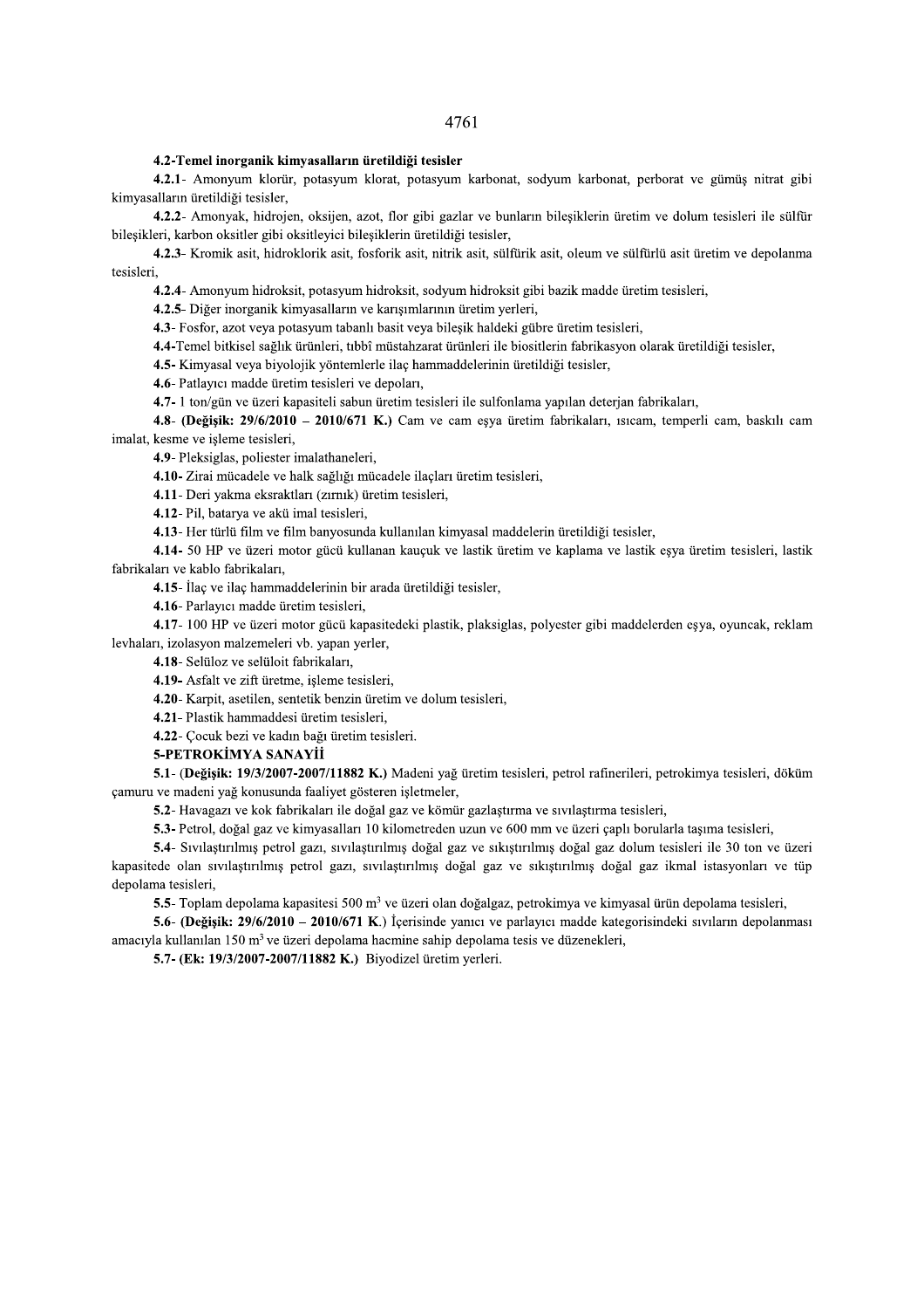**4.2-Temel inorganik kimyasalların üretildiği tesisler**

**4.2.1**- Amonyum klorür, potasyum klorat, potasyum karbonat, sodyum karbonat, perborat ve gümüş nitrat gibi kimyasalların üretildiği tesisler,

**4.2.2**- Amonyak, hidrojen, oksijen, azot, flor gibi gazlar ve bunların bileşiklerin üretim ve dolum tesisleri ile sülfür bileşikleri, karbon oksitler gibi oksitleyici bileşiklerin üretildiği tesisler,

**4.2.3**- Kromik asit, hidroklorik asit, fosforik asit, nitrik asit, sülfürik asit, oleum ve sülfürlü asit üretim ve depolanma tesisleri,

**4.2.4**- Amonyum hidroksit, potasyum hidroksit, sodyum hidroksit gibi bazik madde üretim tesisleri,

**4.2.5**- Diğer inorganik kimyasalların ve karışımlarının üretim yerleri,

**4.3**- Fosfor, azot veya potasyum tabanlı basit veya bileşik haldeki gübre üretim tesisleri,

**4.4**-Temel bitkisel sağlık ürünleri, tıbbî müstahzarat ürünleri ile biositlerin fabrikasyon olarak üretildiği tesisler,

**4.5**- Kimyasal veya biyolojik yöntemlerle ilaç hammaddelerinin üretildiği tesisler,

**4.6**- Patlayıcı madde üretim tesisleri ve depoları,

**4.7**- 1 ton/gün ve üzeri kapasiteli sabun üretim tesisleri ile sulfonlama yapılan deterjan fabrikaları,

**4.8**- **(Değişik: 29/6/2010 – 2010/671 K.)** Cam ve cam eşya üretim fabrikaları, ısıcam, temperli cam, baskılı cam imalat, kesme ve işleme tesisleri,

**4.9**- Pleksiglas, poliester imalathaneleri,

**4.10**- Zirai mücadele ve halk sağlığı mücadele ilaçları üretim tesisleri,

**4.11**- Deri yakma eksraktları (zırnık) üretim tesisleri,

**4.12**- Pil, batarya ve akü imal tesisleri,

**4.13**- Her türlü film ve film banyosunda kullanılan kimyasal maddelerin üretildiği tesisler,

**4.14**- 50 HP ve üzeri motor gücü kullanan kauçuk ve lastik üretim ve kaplama ve lastik eşya üretim tesisleri, lastik fabrikaları ve kablo fabrikaları,

**4.15**- İlaç ve ilaç hammaddelerinin bir arada üretildiği tesisler,

**4.16**- Parlayıcı madde üretim tesisleri,

**4.17**- 100 HP ve üzeri motor gücü kapasitedeki plastik, plaksiglas, polyester gibi maddelerden eşya, oyuncak, reklam levhaları, izolasyon malzemeleri vb. yapan yerler,

**4.18**- Selüloz ve selüloit fabrikaları,

**4.19**- Asfalt ve zift üretme, işleme tesisleri,

**4.20**- Karpit, asetilen, sentetik benzin üretim ve dolum tesisleri,

**4.21**- Plastik hammaddesi üretim tesisleri,

**4.22**- Çocuk bezi ve kadın bağı üretim tesisleri.

**5-PETROKİMYA SANAYİİ**

**5.1**- **(Değişik: 19/3/2007-2007/11882 K.)** Madeni yağ üretim tesisleri, petrol rafinerileri, petrokimya tesisleri, döküm çamuru ve madeni yağ konusunda faaliyet gösteren işletmeler,

**5.2**- Havagazı ve kok fabrikaları ile doğal gaz ve kömür gazlaştırma ve sıvılaştırma tesisleri,

**5.3**- Petrol, doğal gaz ve kimyasalları 10 kilometreden uzun ve 600 mm ve üzeri çaplı borularla taşıma tesisleri,

**5.4**- Sıvılaştırılmış petrol gazı, sıvılaştırılmış doğal gaz ve sıkıştırılmış doğal gaz dolum tesisleri ile 30 ton ve üzeri kapasitede olan sıvılaştırılmış petrol gazı, sıvılaştırılmış doğal gaz ve sıkıştırılmış doğal gaz ikmal istasyonları ve tüp depolama tesisleri,

**5.5**- Toplam depolama kapasitesi 500 $m^3$ ve üzeri olan doğalgaz, petrokimya ve kimyasal ürün depolama tesisleri,

**5.6**- **(Değişik: 29/6/2010 – 2010/671 K.)** İçerisinde yanıcı ve parlayıcı madde kategorisindeki sıvıların depolanması amacıyla kullanılan 150 $m^3$ ve üzeri depolama hacmine sahip depolama tesis ve düzenekleri,

**5.7**- **(Ek: 19/3/2007-2007/11882 K.)** Biyodizel üretim yerleri.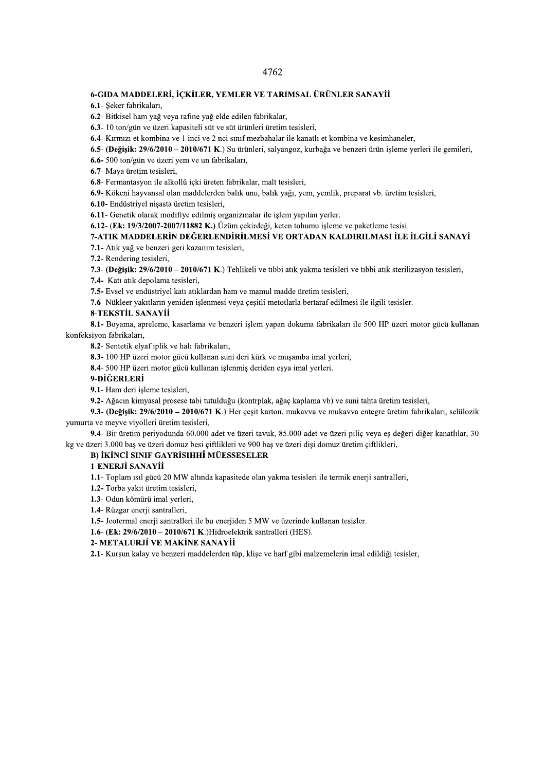**6-GIDA MADDELERİ, İÇKİLER, YEMLER VE TARIMSAL ÜRÜNLER SANAYİİ**

**6.1**- Şeker fabrikaları,

**6.2**- Bitkisel ham yağ veya rafine yağ elde edilen fabrikalar,

**6.3**- 10 ton/gün ve üzeri kapasiteli süt ve süt ürünleri üretim tesisleri,

**6.4**- Kırmızı et kombina ve 1 inci ve 2 nci sınıf mezbahalar ile kanatlı et kombina ve kesimhaneler,

**6.5**- **(Değişik: 29/6/2010 – 2010/671 K.)** Su ürünleri, salyangoz, kurbağa ve benzeri ürün işleme yerleri ile gemileri,

**6.6-** 500 ton/gün ve üzeri yem ve un fabrikaları,

**6.7**- Maya üretim tesisleri,

**6.8**- Fermantasyon ile alkollü içki üreten fabrikalar, malt tesisleri,

**6.9**- Kökeni hayvansal olan maddelerden balık unu, balık yağı, yem, yemlik, preparat vb. üretim tesisleri,

**6.10-** Endüstriyel nişasta üretim tesisleri,

**6.11**- Genetik olarak modifiye edilmiş organizmalar ile işlem yapılan yerler.

**6.12**- (**Ek: 19/3/2007-2007/11882 K.)** Üzüm çekirdeği, keten tohumu işleme ve paketleme tesisi.

**7-ATIK MADDELERİN DEĞERLENDİRİLMESİ VE ORTADAN KALDIRILMASI İLE İLGİLİ SANAYİ**

**7.1**- Atık yağ ve benzeri geri kazanım tesisleri,

**7.2**- Rendering tesisleri,

**7.3**- (**Değişik: 29/6/2010 – 2010/671 K**.) Tehlikeli ve tıbbi atık yakma tesisleri ve tıbbi atık sterilizasyon tesisleri,

**7.4-** Katı atık depolama tesisleri,

**7.5-** Evsel ve endüstriyel katı atıklardan ham ve mamul madde üretim tesisleri,

**7.6**- Nükleer yakıtların yeniden işlenmesi veya çeşitli metotlarla bertaraf edilmesi ile ilgili tesisler.

**8-TEKSTİL SANAYİİ**

**8.1-** Boyama, apreleme, kasarlama ve benzeri işlem yapan dokuma fabrikaları ile 500 HP üzeri motor gücü kullanan konfeksiyon fabrikaları,

**8.2**- Sentetik elyaf iplik ve halı fabrikaları,

**8.3**- 100 HP üzeri motor gücü kullanan suni deri kürk ve muşamba imal yerleri,

**8.4**- 500 HP üzeri motor gücü kullanan işlenmiş deriden eşya imal yerleri.

**9-DİĞERLERİ**

**9.1**- Ham deri işleme tesisleri,

**9.2-** Ağacın kimyasal prosese tabi tutulduğu (kontrplak, ağaç kaplama vb) ve suni tahta üretim tesisleri,

**9.3**- **(Değişik: 29/6/2010 – 2010/671 K**.) Her çeşit karton, mukavva ve mukavva entegre üretim fabrikaları, selülozik yumurta ve meyve viyolleri üretim tesisleri,

**9.4**- Bir üretim periyodunda 60.000 adet ve üzeri tavuk, 85.000 adet ve üzeri piliç veya eş değeri diğer kanatlılar, 30 kg ve üzeri 3.000 baş ve üzeri domuz besi çiftlikleri ve 900 baş ve üzeri dişi domuz üretim çiftlikleri,

**B) İKİNCİ SINIF GAYRİSIHHÎ MÜESSESELER**

**1-ENERJİ SANAYİİ**

**1.1**- Toplam ısıl gücü 20 MW altında kapasitede olan yakma tesisleri ile termik enerji santralleri,

**1.2-** Torba yakıt üretim tesisleri,

**1.3**- Odun kömürü imal yerleri,

**1.4**- Rüzgar enerji santralleri,

**1.5**- Jeotermal enerji santralleri ile bu enerjiden 5 MW ve üzerinde kullanan tesisler.

**1.6**- **(Ek: 29/6/2010 – 2010/671 K**.)Hidroelektrik santralleri (HES).

**2- METALURJİ VE MAKİNE SANAYİİ**

**2.1**- Kurşun kalay ve benzeri maddelerden tüp, klişe ve harf gibi malzemelerin imal edildiği tesisler,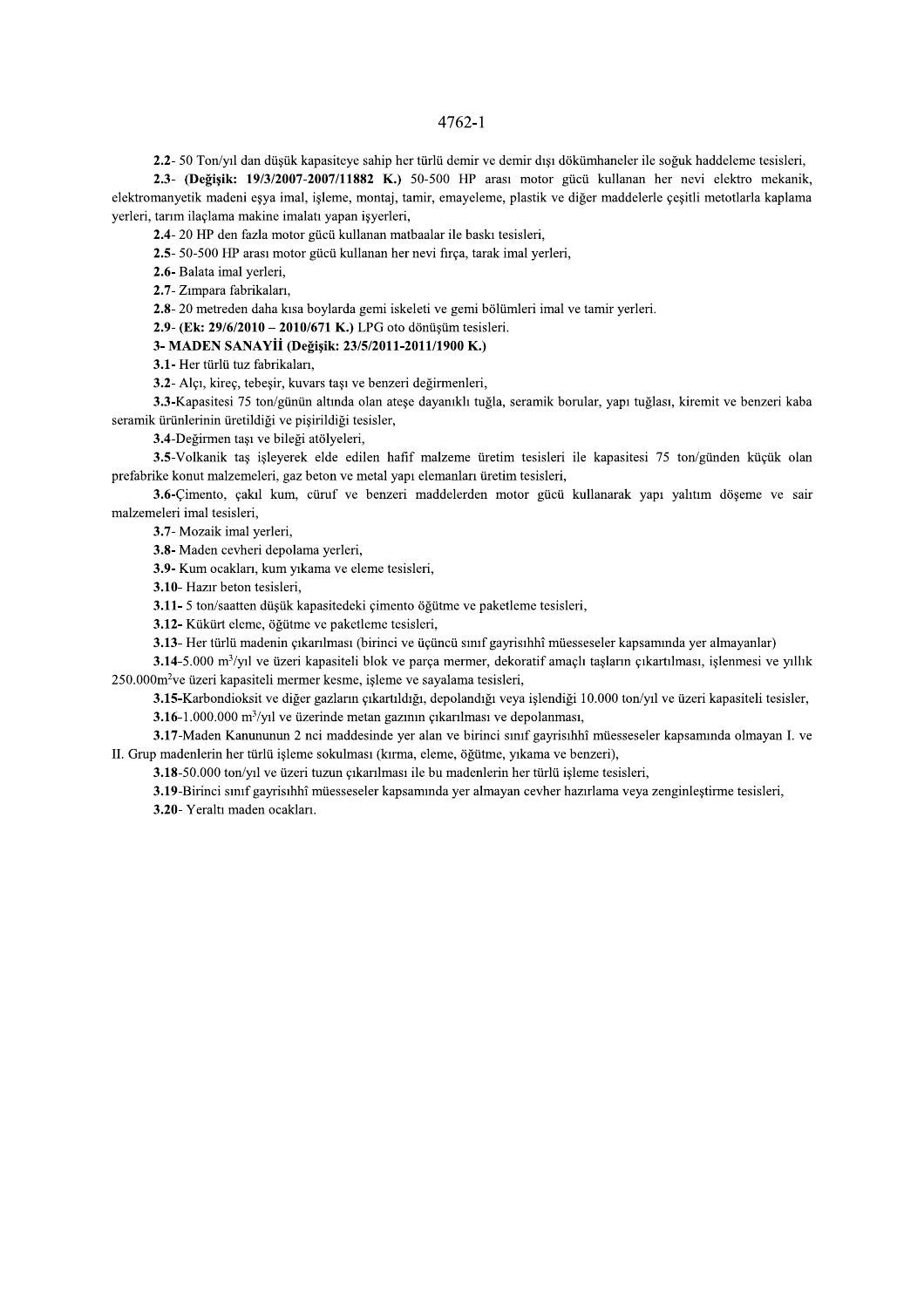**2.2**- 50 Ton/yıl dan düşük kapasiteye sahip her türlü demir ve demir dışı dökümhaneler ile soğuk haddeleme tesisleri,

**2.3**- **(Değişik: 19/3/2007-2007/11882 K.)** 50-500 HP arası motor gücü kullanan her nevi elektro mekanik, elektromanyetik madeni eşya imal, işleme, montaj, tamir, emayeleme, plastik ve diğer maddelerle çeşitli metotlarla kaplama yerleri, tarım ilaçlama makine imalatı yapan işyerleri,

**2.4**- 20 HP den fazla motor gücü kullanan matbaalar ile baskı tesisleri,

**2.5**- 50-500 HP arası motor gücü kullanan her nevi fırça, tarak imal yerleri,

**2.6**- Balata imal yerleri,

**2.7**- Zımpara fabrikaları,

**2.8**- 20 metreden daha kısa boylarda gemi iskeleti ve gemi bölümleri imal ve tamir yerleri.

**2.9**- **(Ek: 29/6/2010 – 2010/671 K.)** LPG oto dönüşüm tesisleri.

**3- MADEN SANAYİİ (Değişik: 23/5/2011-2011/1900 K.)**

**3.1**- Her türlü tuz fabrikaları,

**3.2**- Alçı, kireç, tebeşir, kuvars taşı ve benzeri değirmenleri,

**3.3**-Kapasitesi 75 ton/günün altında olan ateşe dayanıklı tuğla, seramik borular, yapı tuğlası, kiremit ve benzeri kaba seramik ürünlerinin üretildiği ve pişirildiği tesisler,

**3.4**-Değirmen taşı ve bileği atölyeleri,

**3.5**-Volkanik taş işleyerek elde edilen hafif malzeme üretim tesisleri ile kapasitesi 75 ton/günden küçük olan prefabrike konut malzemeleri, gaz beton ve metal yapı elemanları üretim tesisleri,

**3.6**-Çimento, çakıl kum, cüruf ve benzeri maddelerden motor gücü kullanarak yapı yalıtım döşeme ve sair malzemeleri imal tesisleri,

**3.7**- Mozaik imal yerleri,

**3.8**- Maden cevheri depolama yerleri,

**3.9**- Kum ocakları, kum yıkama ve eleme tesisleri,

**3.10**- Hazır beton tesisleri,

**3.11**- 5 ton/saatten düşük kapasitedeki çimento öğütme ve paketleme tesisleri,

**3.12**- Kükürt eleme, öğütme ve paketleme tesisleri,

**3.13**- Her türlü madenin çıkarılması (birinci ve üçüncü sınıf gayrisıhhî müesseseler kapsamında yer almayanlar)

**3.14**-5.000 $m^3$/yıl ve üzeri kapasiteli blok ve parça mermer, dekoratif amaçlı taşların çıkartılması, işlenmesi ve yıllık 250.000$m^2$ve üzeri kapasiteli mermer kesme, işleme ve sayalama tesisleri,

**3.15**-Karbondioksit ve diğer gazların çıkartıldığı, depolandığı veya işlendiği 10.000 ton/yıl ve üzeri kapasiteli tesisler,

**3.16**-1.000.000 $m^3$/yıl ve üzerinde metan gazının çıkarılması ve depolanması,

**3.17**-Maden Kanununun 2 nci maddesinde yer alan ve birinci sınıf gayrisıhhî müesseseler kapsamında olmayan I. ve II. Grup madenlerin her türlü işleme sokulması (kırma, eleme, öğütme, yıkama ve benzeri),

**3.18**-50.000 ton/yıl ve üzeri tuzun çıkarılması ile bu madenlerin her türlü işleme tesisleri,

**3.19**-Birinci sınıf gayrisıhhî müesseseler kapsamında yer almayan cevher hazırlama veya zenginleştirme tesisleri,

**3.20**- Yeraltı maden ocakları.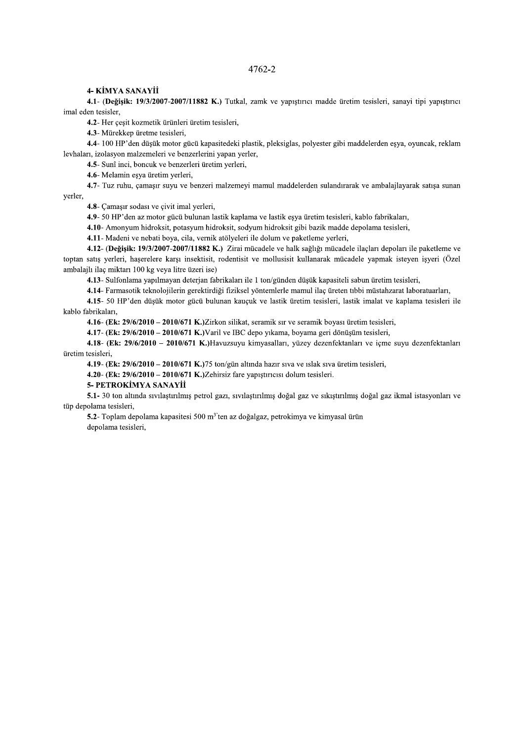**4- KİMYA SANAYİİ**

**4.1**- (**Değişik: 19/3/2007-2007/11882 K.**) Tutkal, zamk ve yapıştırıcı madde üretim tesisleri, sanayi tipi yapıştırıcı imal eden tesisler,

**4.2**- Her çeşit kozmetik ürünleri üretim tesisleri,

**4.3**- Mürekkep üretme tesisleri,

**4.4**- 100 HP'den düşük motor gücü kapasitedeki plastik, pleksiglas, polyester gibi maddelerden eşya, oyuncak, reklam levhaları, izolasyon malzemeleri ve benzerlerini yapan yerler,

**4.5**- Sunî inci, boncuk ve benzerleri üretim yerleri,

**4.6**- Melamin eşya üretim yerleri,

**4.7**- Tuz ruhu, çamaşır suyu ve benzeri malzemeyi mamul maddelerden sulandırarak ve ambalajlayarak satışa sunan yerler,

**4.8**- Çamaşır sodası ve çivit imal yerleri,

**4.9**- 50 HP'den az motor gücü bulunan lastik kaplama ve lastik eşya üretim tesisleri, kablo fabrikaları,

**4.10**- Amonyum hidroksit, potasyum hidroksit, sodyum hidroksit gibi bazik madde depolama tesisleri,

**4.11**- Madeni ve nebati boya, cila, vernik atölyeleri ile dolum ve paketleme yerleri,

**4.12**- (**Değişik: 19/3/2007-2007/11882 K.**) Zirai mücadele ve halk sağlığı mücadele ilaçları depoları ile paketleme ve toptan satış yerleri, haşerelere karşı insektisit, rodentisit ve mollusisit kullanarak mücadele yapmak isteyen işyeri (Özel ambalajlı ilaç miktarı 100 kg veya litre üzeri ise)

**4.13**- Sulfonlama yapılmayan deterjan fabrikaları ile 1 ton/günden düşük kapasiteli sabun üretim tesisleri,

**4.14**- Farmasotik teknolojilerin gerektirdiği fiziksel yöntemlerle mamul ilaç üreten tıbbi müstahzarat laboratuarları,

**4.15**- 50 HP'den düşük motor gücü bulunan kauçuk ve lastik üretim tesisleri, lastik imalat ve kaplama tesisleri ile kablo fabrikaları,

**4.16**- **(Ek: 29/6/2010 – 2010/671 K.)**Zirkon silikat, seramik sır ve seramik boyası üretim tesisleri,

**4.17**- **(Ek: 29/6/2010 – 2010/671 K.)**Varil ve IBC depo yıkama, boyama geri dönüşüm tesisleri,

**4.18**- **(Ek: 29/6/2010 – 2010/671 K.)**Havuzsuyu kimyasalları, yüzey dezenfektanları ve içme suyu dezenfektanları üretim tesisleri,

**4.19**- **(Ek: 29/6/2010 – 2010/671 K.)**75 ton/gün altında hazır sıva ve ıslak sıva üretim tesisleri,

**4.20**- **(Ek: 29/6/2010 – 2010/671 K.)**Zehirsiz fare yapıştırıcısı dolum tesisleri.

**5- PETROKİMYA SANAYİİ**

**5.1**- 30 ton altında sıvılaştırılmış petrol gazı, sıvılaştırılmış doğal gaz ve sıkıştırılmış doğal gaz ikmal istasyonları ve tüp depolama tesisleri,

**5.2**- Toplam depolama kapasitesi 500 $m^3$'ten az doğalgaz, petrokimya ve kimyasal ürün depolama tesisleri,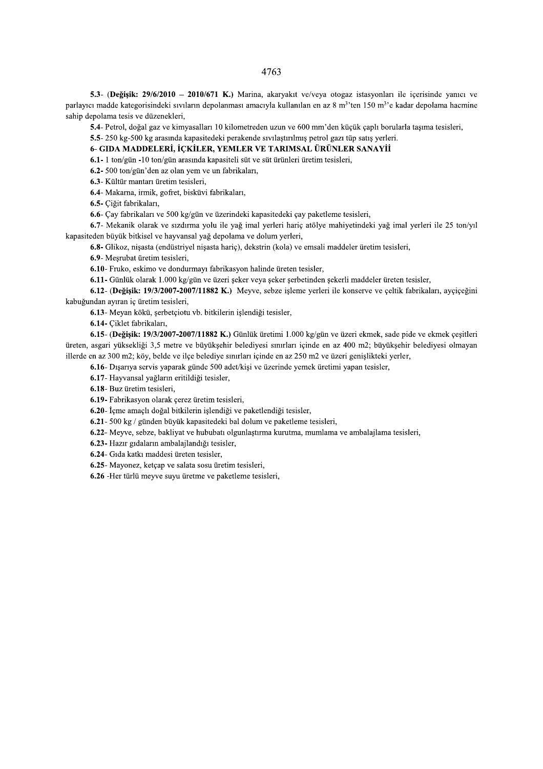**5.3**- (**Değişik: 29/6/2010 – 2010/671 K.**) Marina, akaryakıt ve/veya otogaz istasyonları ile içerisinde yanıcı ve parlayıcı madde kategorisindeki sıvıların depolanması amacıyla kullanılan en az 8 $m^3$'ten 150 $m^3$'e kadar depolama hacmine sahip depolama tesis ve düzenekleri,

**5.4**- Petrol, doğal gaz ve kimyasalları 10 kilometreden uzun ve 600 mm'den küçük çaplı borularla taşıma tesisleri,

**5.5**- 250 kg-500 kg arasında kapasitedeki perakende sıvılaştırılmış petrol gazı tüp satış yerleri.

**6- GIDA MADDELERİ, İÇKİLER, YEMLER VE TARIMSAL ÜRÜNLER SANAYİİ**

**6.1**- 1 ton/gün -10 ton/gün arasında kapasiteli süt ve süt ürünleri üretim tesisleri,

**6.2**- 500 ton/gün'den az olan yem ve un fabrikaları,

**6.3**- Kültür mantarı üretim tesisleri,

**6.4**- Makarna, irmik, gofret, bisküvi fabrikaları,

**6.5**- Çiğit fabrikaları,

**6.6**- Çay fabrikaları ve 500 kg/gün ve üzerindeki kapasitedeki çay paketleme tesisleri,

**6.7**- Mekanik olarak ve sızdırma yolu ile yağ imal yerleri hariç atölye mahiyetindeki yağ imal yerleri ile 25 ton/yıl kapasiteden büyük bitkisel ve hayvansal yağ depolama ve dolum yerleri,

**6.8**- Glikoz, nişasta (endüstriyel nişasta hariç), dekstrin (kola) ve emsali maddeler üretim tesisleri,

**6.9**- Meşrubat üretim tesisleri,

**6.10**- Fruko, eskimo ve dondurmayı fabrikasyon halinde üreten tesisler,

**6.11**- Günlük olarak 1.000 kg/gün ve üzeri şeker veya şeker şerbetinden şekerli maddeler üreten tesisler,

**6.12**- (**Değişik: 19/3/2007-2007/11882 K.**) Meyve, sebze işleme yerleri ile konserve ve çeltik fabrikaları, ayçiçeğini kabuğundan ayıran iç üretim tesisleri,

**6.13**- Meyan kökü, şerbetçiotu vb. bitkilerin işlendiği tesisler,

**6.14**- Çiklet fabrikaları,

**6.15**- (**Değişik: 19/3/2007-2007/11882 K.**) Günlük üretimi 1.000 kg/gün ve üzeri ekmek, sade pide ve ekmek çeşitleri üreten, asgari yüksekliği 3,5 metre ve büyükşehir belediyesi sınırları içinde en az 400 m2; büyükşehir belediyesi olmayan illerde en az 300 m2; köy, belde ve ilçe belediye sınırları içinde en az 250 m2 ve üzeri genişlikteki yerler,

**6.16**- Dışarıya servis yaparak günde 500 adet/kişi ve üzerinde yemek üretimi yapan tesisler,

**6.17**- Hayvansal yağların eritildiği tesisler,

**6.18**- Buz üretim tesisleri,

**6.19**- Fabrikasyon olarak çerez üretim tesisleri,

**6.20**- İçme amaçlı doğal bitkilerin işlendiği ve paketlendiği tesisler,

**6.21**- 500 kg / günden büyük kapasitedeki bal dolum ve paketleme tesisleri,

**6.22**- Meyve, sebze, bakliyat ve hububatı olgunlaştırma kurutma, mumlama ve ambalajlama tesisleri,

**6.23**- Hazır gıdaların ambalajlandığı tesisler,

**6.24**- Gıda katkı maddesi üreten tesisler,

**6.25**- Mayonez, ketçap ve salata sosu üretim tesisleri,

**6.26** -Her türlü meyve suyu üretme ve paketleme tesisleri,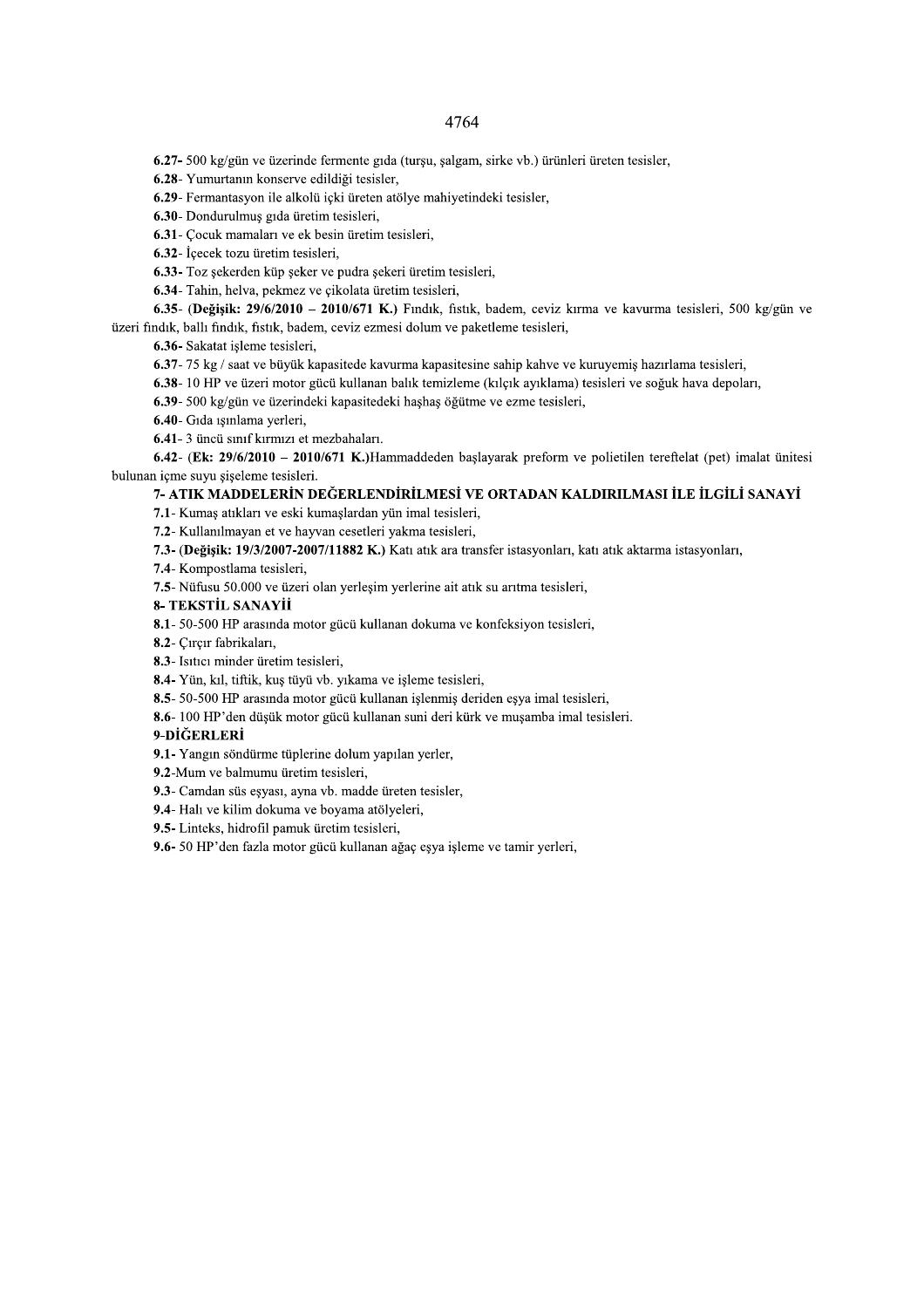**6.27-** 500 kg/gün ve üzerinde fermente gıda (turşu, şalgam, sirke vb.) ürünleri üreten tesisler,

**6.28**- Yumurtanın konserve edildiği tesisler,

**6.29**- Fermantasyon ile alkolü içki üreten atölye mahiyetindeki tesisler,

**6.30**- Dondurulmuş gıda üretim tesisleri,

**6.31**- Çocuk mamaları ve ek besin üretim tesisleri,

**6.32**- İçecek tozu üretim tesisleri,

**6.33-** Toz şekerden küp şeker ve pudra şekeri üretim tesisleri,

**6.34**- Tahin, helva, pekmez ve çikolata üretim tesisleri,

**6.35**- (**Değişik: 29/6/2010 – 2010/671 K.**) Fındık, fıstık, badem, ceviz kırma ve kavurma tesisleri, 500 kg/gün ve üzeri fındık, ballı fındık, fıstık, badem, ceviz ezmesi dolum ve paketleme tesisleri,

**6.36-** Sakatat işleme tesisleri,

**6.37**- 75 kg / saat ve büyük kapasitede kavurma kapasitesine sahip kahve ve kuruyemiş hazırlama tesisleri,

**6.38**- 10 HP ve üzeri motor gücü kullanan balık temizleme (kılçık ayıklama) tesisleri ve soğuk hava depoları,

**6.39**- 500 kg/gün ve üzerindeki kapasitedeki haşhaş öğütme ve ezme tesisleri,

**6.40**- Gıda ışınlama yerleri,

**6.41**- 3 üncü sınıf kırmızı et mezbahaları.

**6.42**- (**Ek: 29/6/2010 – 2010/671 K.**)Hammaddeden başlayarak preform ve polietilen tereftelat (pet) imalat ünitesi bulunan içme suyu şişeleme tesisleri.

**7- ATIK MADDELERİN DEĞERLENDİRİLMESİ VE ORTADAN KALDIRILMASI İLE İLGİLİ SANAYİ**

**7.1**- Kumaş atıkları ve eski kumaşlardan yün imal tesisleri,

**7.2**- Kullanılmayan et ve hayvan cesetleri yakma tesisleri,

**7.3- (Değişik: 19/3/2007-2007/11882 K.)** Katı atık ara transfer istasyonları, katı atık aktarma istasyonları,

**7.4**- Kompostlama tesisleri,

**7.5**- Nüfusu 50.000 ve üzeri olan yerleşim yerlerine ait atık su arıtma tesisleri,

**8- TEKSTİL SANAYİİ**

**8.1**- 50-500 HP arasında motor gücü kullanan dokuma ve konfeksiyon tesisleri,

**8.2**- Çırçır fabrikaları,

**8.3**- Isıtıcı minder üretim tesisleri,

**8.4-** Yün, kıl, tiftik, kuş tüyü vb. yıkama ve işleme tesisleri,

**8.5**- 50-500 HP arasında motor gücü kullanan işlenmiş deriden eşya imal tesisleri,

**8.6**- 100 HP'den düşük motor gücü kullanan suni deri kürk ve muşamba imal tesisleri.

**9-DİĞERLERİ**

**9.1-** Yangın söndürme tüplerine dolum yapılan yerler,

**9.2**-Mum ve balmumu üretim tesisleri,

**9.3**- Camdan süs eşyası, ayna vb. madde üreten tesisler,

**9.4**- Halı ve kilim dokuma ve boyama atölyeleri,

**9.5-** Linteks, hidrofil pamuk üretim tesisleri,

**9.6-** 50 HP'den fazla motor gücü kullanan ağaç eşya işleme ve tamir yerleri,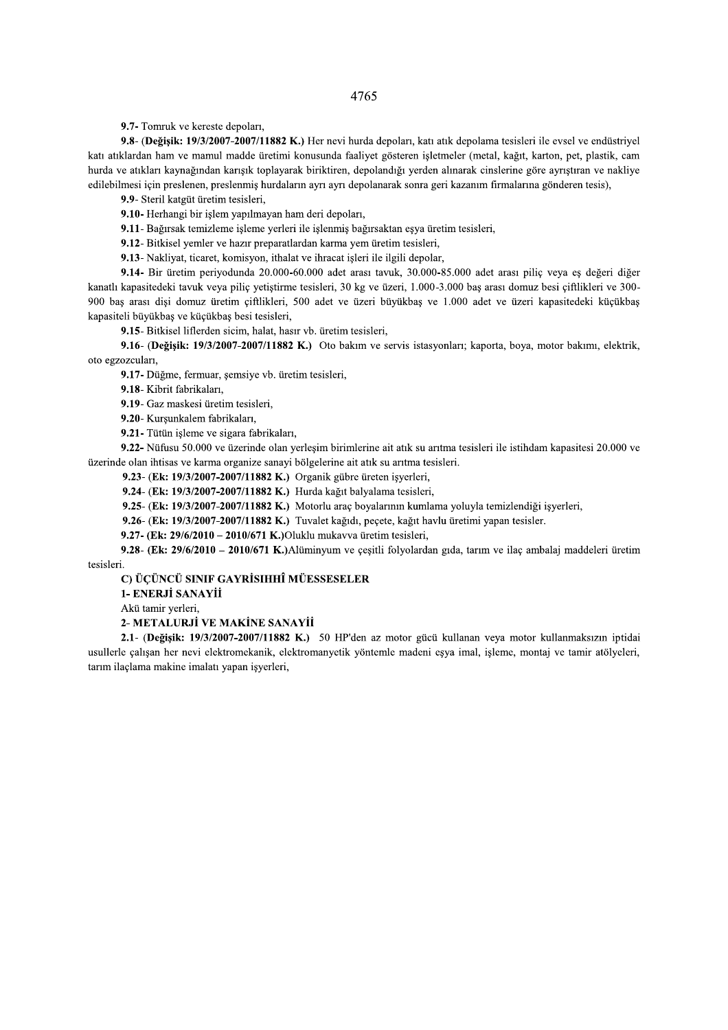**9.7-** Tomruk ve kereste depoları,

**9.8-** (**Değişik: 19/3/2007-2007/11882 K.**) Her nevi hurda depoları, katı atık depolama tesisleri ile evsel ve endüstriyel katı atıklardan ham ve mamul madde üretimi konusunda faaliyet gösteren işletmeler (metal, kağıt, karton, pet, plastik, cam hurda ve atıkları kaynağından karışık toplayarak biriktiren, depolandığı yerden alınarak cinslerine göre ayrıştıran ve nakliye edilebilmesi için preslenen, preslenmiş hurdaların ayrı ayrı depolanarak sonra geri kazanım firmalarına gönderen tesis),

**9.9-** Steril katgüt üretim tesisleri,

**9.10-** Herhangi bir işlem yapılmayan ham deri depoları,

**9.11-** Bağırsak temizleme işleme yerleri ile işlenmiş bağırsaktan eşya üretim tesisleri,

**9.12-** Bitkisel yemler ve hazır preparatlardan karma yem üretim tesisleri,

**9.13-** Nakliyat, ticaret, komisyon, ithalat ve ihracat işleri ile ilgili depolar,

**9.14-** Bir üretim periyodunda 20.000-60.000 adet arası tavuk, 30.000-85.000 adet arası piliç veya eş değeri diğer kanatlı kapasitedeki tavuk veya piliç yetiştirme tesisleri, 30 kg ve üzeri, 1.000-3.000 baş arası domuz besi çiftlikleri ve 300-900 baş arası dişi domuz üretim çiftlikleri, 500 adet ve üzeri büyükbaş ve 1.000 adet ve üzeri kapasitedeki küçükbaş kapasiteli büyükbaş ve küçükbaş besi tesisleri,

**9.15-** Bitkisel liflerden sicim, halat, hasır vb. üretim tesisleri,

**9.16-** (**Değişik: 19/3/2007-2007/11882 K.**) Oto bakım ve servis istasyonları; kaporta, boya, motor bakımı, elektrik, oto egzozcuları,

**9.17-** Düğme, fermuar, şemsiye vb. üretim tesisleri,

**9.18-** Kibrit fabrikaları,

**9.19-** Gaz maskesi üretim tesisleri,

**9.20-** Kurşunkalem fabrikaları,

**9.21-** Tütün işleme ve sigara fabrikaları,

**9.22-** Nüfusu 50.000 ve üzerinde olan yerleşim birimlerine ait atık su arıtma tesisleri ile istihdam kapasitesi 20.000 ve üzerinde olan ihtisas ve karma organize sanayi bölgelerine ait atık su arıtma tesisleri.

**9.23-** (**Ek: 19/3/2007-2007/11882 K.**) Organik gübre üreten işyerleri,

**9.24-** (**Ek: 19/3/2007-2007/11882 K.**) Hurda kağıt balyalama tesisleri,

**9.25-** (**Ek: 19/3/2007-2007/11882 K.**) Motorlu araç boyalarının kumlama yoluyla temizlendiği işyerleri,

**9.26-** (**Ek: 19/3/2007-2007/11882 K.**) Tuvalet kağıdı, peçete, kağıt havlu üretimi yapan tesisler.

**9.27- (Ek: 29/6/2010 – 2010/671 K.)**Oluklu mukavva üretim tesisleri,

**9.28- (Ek: 29/6/2010 – 2010/671 K.)**Alüminyum ve çeşitli folyolardan gıda, tarım ve ilaç ambalaj maddeleri üretim tesisleri.

**C) ÜÇÜNCÜ SINIF GAYRİSIHHÎ MÜESSESELER**

**1- ENERJİ SANAYİİ**

Akü tamir yerleri,

**2- METALURJİ VE MAKİNE SANAYİİ**

**2.1-** (**Değişik: 19/3/2007-2007/11882 K.**) 50 HP'den az motor gücü kullanan veya motor kullanmaksızın iptidai usullerle çalışan her nevi elektromekanik, elektromanyetik yöntemle madeni eşya imal, işleme, montaj ve tamir atölyeleri, tarım ilaçlama makine imalatı yapan işyerleri,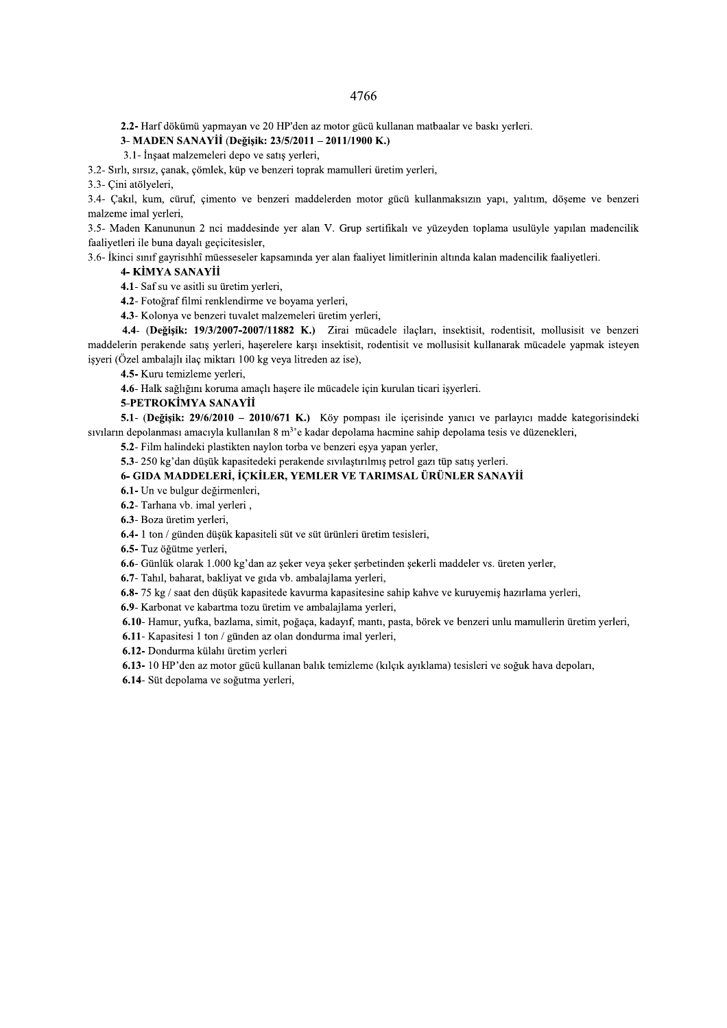**2.2-** Harf dökümü yapmayan ve 20 HP'den az motor gücü kullanan matbaalar ve baskı yerleri.

**3- MADEN SANAYİİ (Değişik: 23/5/2011 – 2011/1900 K.)**

3.1- İnşaat malzemeleri depo ve satış yerleri,

3.2- Sırlı, sırsız, çanak, çömlek, küp ve benzeri toprak mamulleri üretim yerleri,

3.3- Çini atölyeleri,

3.4- Çakıl, kum, cüruf, çimento ve benzeri maddelerden motor gücü kullanmaksızın yapı, yalıtım, döşeme ve benzeri malzeme imal yerleri,

3.5- Maden Kanununun 2 nci maddesinde yer alan V. Grup sertifikalı ve yüzeyden toplama usulüyle yapılan madencilik faaliyetleri ile buna dayalı geçicitesisler,

3.6- İkinci sınıf gayrisıhhî müesseseler kapsamında yer alan faaliyet limitlerinin altında kalan madencilik faaliyetleri.

**4- KİMYA SANAYİİ**

**4.1**- Saf su ve asitli su üretim yerleri,

**4.2**- Fotoğraf filmi renklendirme ve boyama yerleri,

**4.3**- Kolonya ve benzeri tuvalet malzemeleri üretim yerleri,

**4.4**- (**Değişik: 19/3/2007-2007/11882 K.**) Zirai mücadele ilaçları, insektisit, rodentisit, mollusisit ve benzeri maddelerin perakende satış yerleri, haşerelere karşı insektisit, rodentisit ve mollusisit kullanarak mücadele yapmak isteyen işyeri (Özel ambalajlı ilaç miktarı 100 kg veya litreden az ise),

**4.5-** Kuru temizleme yerleri,

**4.6**- Halk sağlığını koruma amaçlı haşere ile mücadele için kurulan ticari işyerleri.

**5-PETROKİMYA SANAYİİ**

**5.1**- (**Değişik: 29/6/2010 – 2010/671 K.**) Köy pompası ile içerisinde yanıcı ve parlayıcı madde kategorisindeki sıvıların depolanması amacıyla kullanılan 8 $m^3$'e kadar depolama hacmine sahip depolama tesis ve düzenekleri,

**5.2**- Film halindeki plastikten naylon torba ve benzeri eşya yapan yerler,

**5.3**- 250 kg'dan düşük kapasitedeki perakende sıvılaştırılmış petrol gazı tüp satış yerleri.

**6- GIDA MADDELERİ, İÇKİLER, YEMLER VE TARIMSAL ÜRÜNLER SANAYİİ**

**6.1**- Un ve bulgur değirmenleri,

**6.2**- Tarhana vb. imal yerleri ,

**6.3**- Boza üretim yerleri,

**6.4**- 1 ton / günden düşük kapasiteli süt ve süt ürünleri üretim tesisleri,

**6.5-** Tuz öğütme yerleri,

**6.6**- Günlük olarak 1.000 kg'dan az şeker veya şeker şerbetinden şekerli maddeler vs. üreten yerler,

**6.7**- Tahıl, baharat, bakliyat ve gıda vb. ambalajlama yerleri,

**6.8-** 75 kg / saat den düşük kapasitede kavurma kapasitesine sahip kahve ve kuruyemiş hazırlama yerleri,

**6.9**- Karbonat ve kabartma tozu üretim ve ambalajlama yerleri,

**6.10**- Hamur, yufka, bazlama, simit, poğaça, kadayıf, mantı, pasta, börek ve benzeri unlu mamullerin üretim yerleri,

**6.11**- Kapasitesi 1 ton / günden az olan dondurma imal yerleri,

**6.12-** Dondurma külahı üretim yerleri

**6.13-** 10 HP'den az motor gücü kullanan balık temizleme (kılçık ayıklama) tesisleri ve soğuk hava depoları,

**6.14**- Süt depolama ve soğutma yerleri,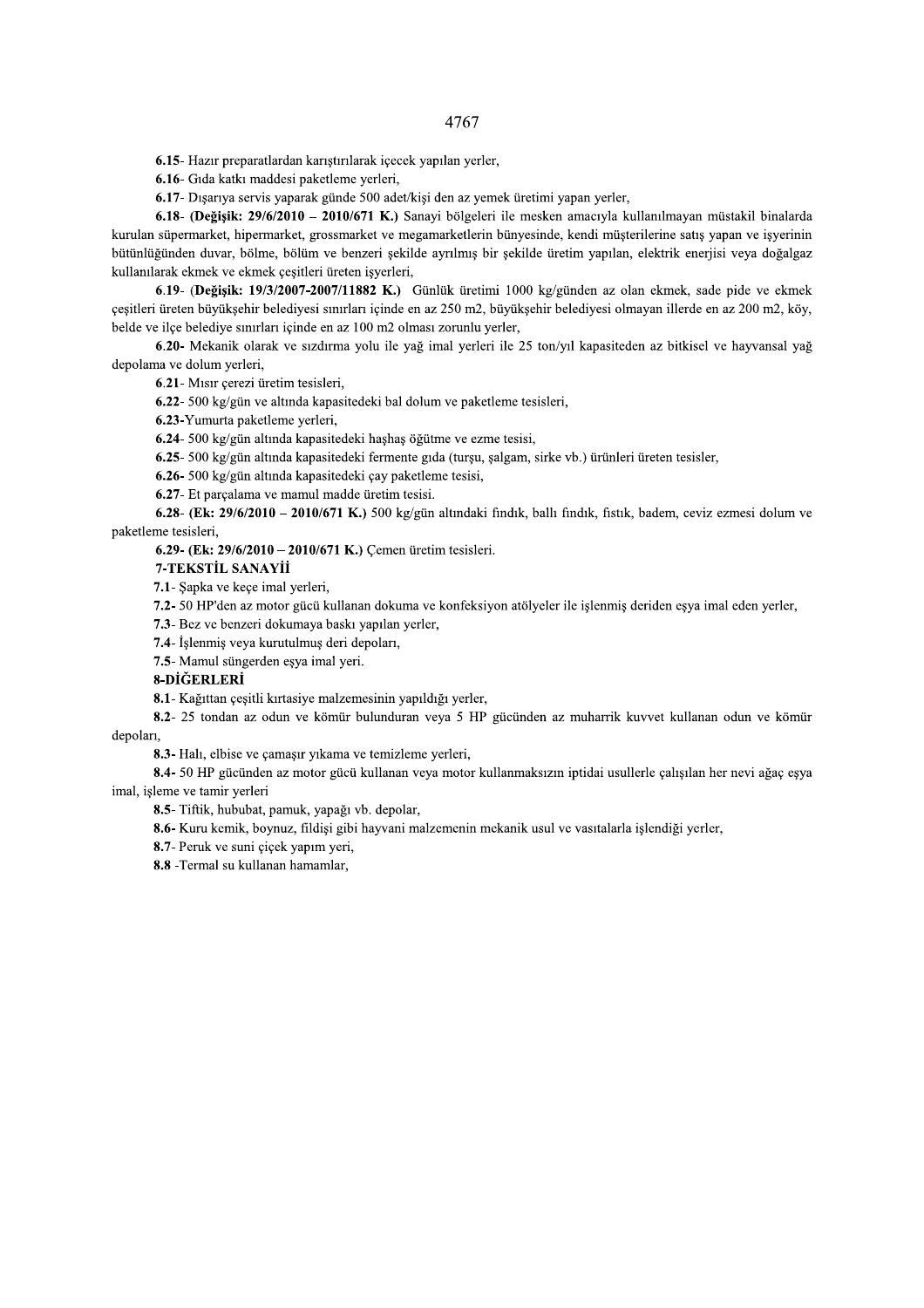**6.15**- Hazır preparatlardan karıştırılarak içecek yapılan yerler,

**6.16**- Gıda katkı maddesi paketleme yerleri,

**6.17**- Dışarıya servis yaparak günde 500 adet/kişi den az yemek üretimi yapan yerler,

**6.18**- **(Değişik: 29/6/2010 – 2010/671 K.)** Sanayi bölgeleri ile mesken amacıyla kullanılmayan müstakil binalarda kurulan süpermarket, hipermarket, grossmarket ve megamarketlerin bünyesinde, kendi müşterilerine satış yapan ve işyerinin bütünlüğünden duvar, bölme, bölüm ve benzeri şekilde ayrılmış bir şekilde üretim yapılan, elektrik enerjisi veya doğalgaz kullanılarak ekmek ve ekmek çeşitleri üreten işyerleri,

**6.19**- (**Değişik: 19/3/2007-2007/11882 K.**) Günlük üretimi 1000 kg/günden az olan ekmek, sade pide ve ekmek çeşitleri üreten büyükşehir belediyesi sınırları içinde en az 250 m2, büyükşehir belediyesi olmayan illerde en az 200 m2, köy, belde ve ilçe belediye sınırları içinde en az 100 m2 olması zorunlu yerler,

**6.20-** Mekanik olarak ve sızdırma yolu ile yağ imal yerleri ile 25 ton/yıl kapasiteden az bitkisel ve hayvansal yağ depolama ve dolum yerleri,

**6.21**- Mısır çerezi üretim tesisleri,

**6.22**- 500 kg/gün ve altında kapasitedeki bal dolum ve paketleme tesisleri,

**6.23**-Yumurta paketleme yerleri,

**6.24**- 500 kg/gün altında kapasitedeki haşhaş öğütme ve ezme tesisi,

**6.25**- 500 kg/gün altında kapasitedeki fermente gıda (turşu, şalgam, sirke vb.) ürünleri üreten tesisler,

**6.26**- 500 kg/gün altında kapasitedeki çay paketleme tesisi,

**6.27**- Et parçalama ve mamul madde üretim tesisi.

**6.28**- **(Ek: 29/6/2010 – 2010/671 K.)** 500 kg/gün altındaki fındık, ballı fındık, fıstık, badem, ceviz ezmesi dolum ve paketleme tesisleri,

**6.29**- **(Ek: 29/6/2010 – 2010/671 K.)** Çemen üretim tesisleri.

**7-TEKSTİL SANAYİİ**

**7.1**- Şapka ve keçe imal yerleri,

**7.2-** 50 HP'den az motor gücü kullanan dokuma ve konfeksiyon atölyeler ile işlenmiş deriden eşya imal eden yerler,

**7.3**- Bez ve benzeri dokumaya baskı yapılan yerler,

**7.4**- İşlenmiş veya kurutulmuş deri depoları,

**7.5**- Mamul süngerden eşya imal yeri.

**8-DİĞERLERİ**

**8.1**- Kağıttan çeşitli kırtasiye malzemesinin yapıldığı yerler,

**8.2**- 25 tondan az odun ve kömür bulunduran veya 5 HP gücünden az muharrik kuvvet kullanan odun ve kömür depoları,

**8.3-** Halı, elbise ve çamaşır yıkama ve temizleme yerleri,

**8.4-** 50 HP gücünden az motor gücü kullanan veya motor kullanmaksızın iptidai usullerle çalışılan her nevi ağaç eşya imal, işleme ve tamir yerleri

**8.5**- Tiftik, hububat, pamuk, yapağı vb. depolar,

**8.6-** Kuru kemik, boynuz, fildişi gibi hayvani malzemenin mekanik usul ve vasıtalarla işlendiği yerler,

**8.7**- Peruk ve suni çiçek yapım yeri,

**8.8** -Termal su kullanan hamamlar,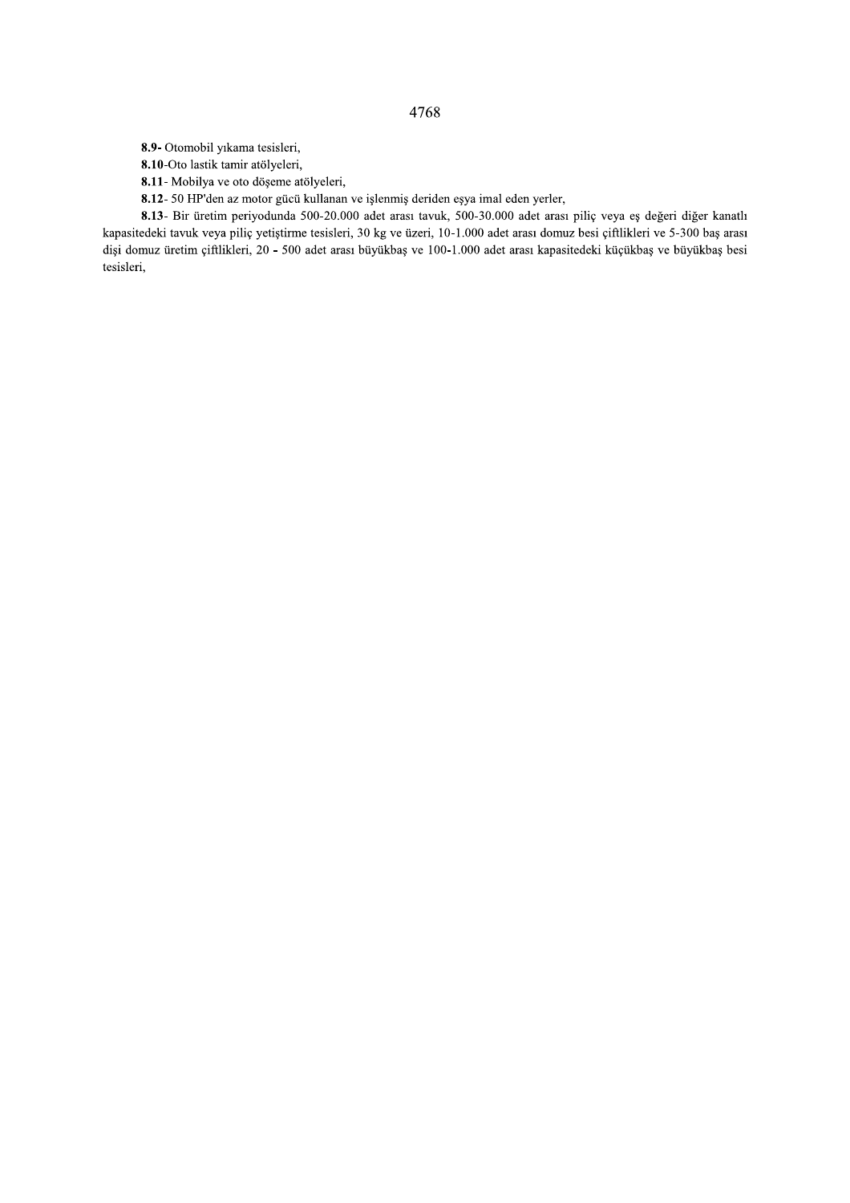**8.9-** Otomobil yıkama tesisleri,

**8.10**-Oto lastik tamir atölyeleri,

**8.11**- Mobilya ve oto döşeme atölyeleri,

**8.12**- 50 HP'den az motor gücü kullanan ve işlenmiş deriden eşya imal eden yerler,

**8.13**- Bir üretim periyodunda 500-20.000 adet arası tavuk, 500-30.000 adet arası piliç veya eş değeri diğer kanatlı kapasitedeki tavuk veya piliç yetiştirme tesisleri, 30 kg ve üzeri, 10-1.000 adet arası domuz besi çiftlikleri ve 5-300 baş arası dişi domuz üretim çiftlikleri, 20 - 500 adet arası büyükbaş ve 100-1.000 adet arası kapasitedeki küçükbaş ve büyükbaş besi tesisleri,